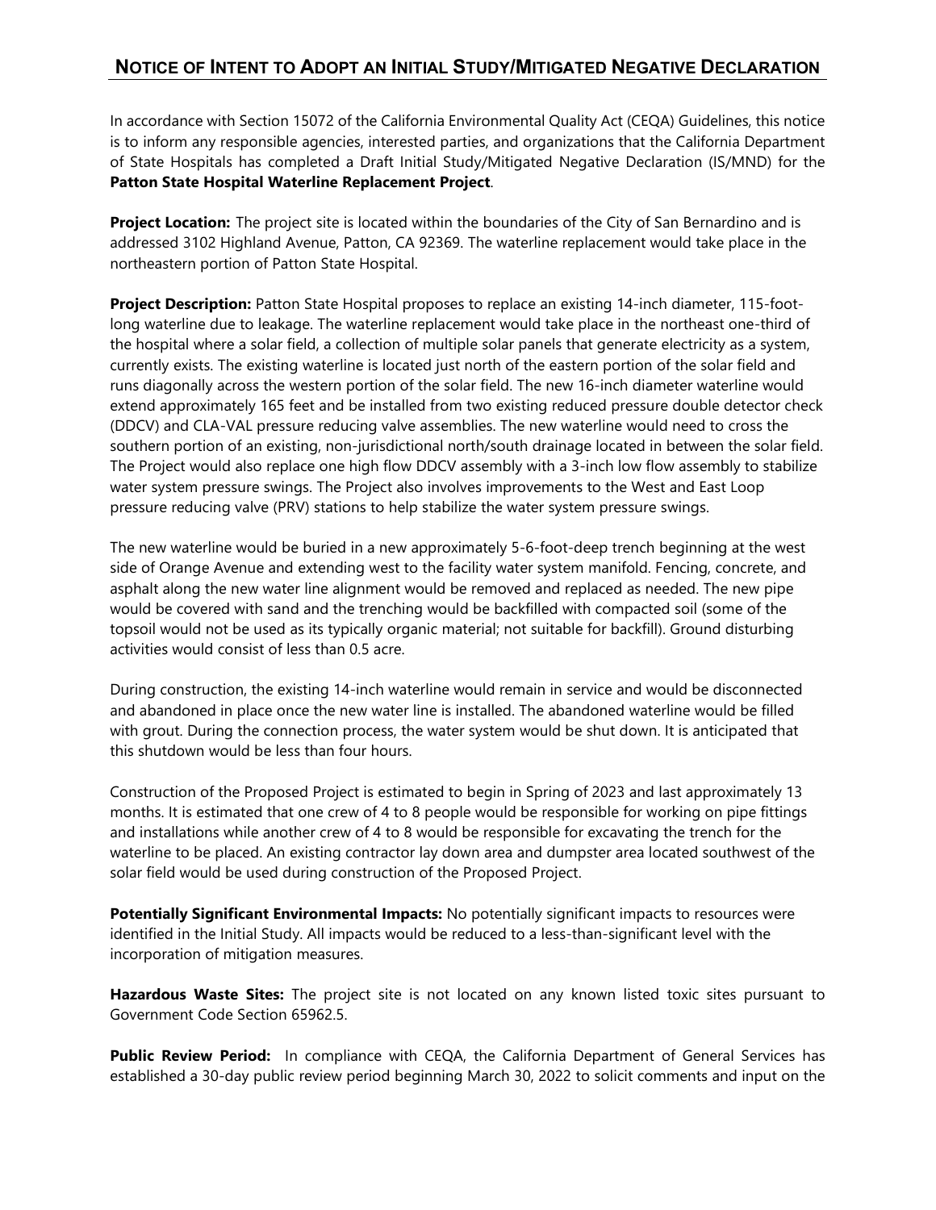## NOTICE OF INTENT TO ADOPT AN INITIAL STUDY/MITIGATED NEGATIVE DECLARATION

In accordance with Section 15072 of the California Environmental Quality Act (CEQA) Guidelines, this notice is to inform any responsible agencies, interested parties, and organizations that the California Department of State Hospitals has completed a Draft Initial Study/Mitigated Negative Declaration (IS/MND) for the **Patton State Hospital Waterline Replacement Project**.

**Project Location:** The project site is located within the boundaries of the City of San Bernardino and is addressed 3102 Highland Avenue, Patton, CA 92369. The waterline replacement would take place in the northeastern portion of Patton State Hospital.

**Project Description:** Patton State Hospital proposes to replace an existing 14-inch diameter, 115-foot-long waterline due to leakage. The waterline replacement would take place in the northeast one-third of the hospital where a solar field, a collection of multiple solar panels that generate electricity as a system, currently exists. The existing waterline is located just north of the eastern portion of the solar field and runs diagonally across the western portion of the solar field. The new 16-inch diameter waterline would extend approximately 165 feet and be installed from two existing reduced pressure double detector check (DDCV) and CLA-VAL pressure reducing valve assemblies. The new waterline would need to cross the southern portion of an existing, non-jurisdictional north/south drainage located in between the solar field. The Project would also replace one high flow DDCV assembly with a 3-inch low flow assembly to stabilize water system pressure swings. The Project also involves improvements to the West and East Loop pressure reducing valve (PRV) stations to help stabilize the water system pressure swings.

The new waterline would be buried in a new approximately 5-6-foot-deep trench beginning at the west side of Orange Avenue and extending west to the facility water system manifold. Fencing, concrete, and asphalt along the new water line alignment would be removed and replaced as needed. The new pipe would be covered with sand and the trenching would be backfilled with compacted soil (some of the topsoil would not be used as its typically organic material; not suitable for backfill). Ground disturbing activities would consist of less than 0.5 acre.

During construction, the existing 14-inch waterline would remain in service and would be disconnected and abandoned in place once the new water line is installed. The abandoned waterline would be filled with grout. During the connection process, the water system would be shut down. It is anticipated that this shutdown would be less than four hours.

Construction of the Proposed Project is estimated to begin in Spring of 2023 and last approximately 13 months. It is estimated that one crew of 4 to 8 people would be responsible for working on pipe fittings and installations while another crew of 4 to 8 would be responsible for excavating the trench for the waterline to be placed. An existing contractor lay down area and dumpster area located southwest of the solar field would be used during construction of the Proposed Project.

**Potentially Significant Environmental Impacts:** No potentially significant impacts to resources were identified in the Initial Study. All impacts would be reduced to a less-than-significant level with the incorporation of mitigation measures.

**Hazardous Waste Sites:** The project site is not located on any known listed toxic sites pursuant to Government Code Section 65962.5.

**Public Review Period:** In compliance with CEQA, the California Department of General Services has established a 30-day public review period beginning March 30, 2022 to solicit comments and input on the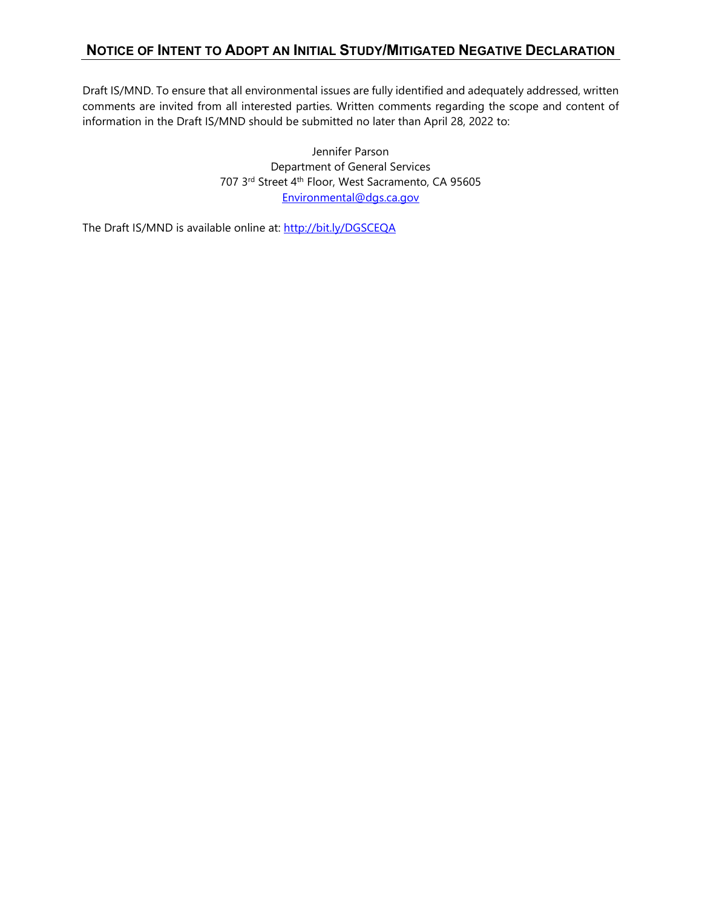Draft IS/MND. To ensure that all environmental issues are fully identified and adequately addressed, written comments are invited from all interested parties. Written comments regarding the scope and content of information in the Draft IS/MND should be submitted no later than April 28, 2022 to:

Jennifer Parson
Department of General Services
707 3rd Street 4th Floor, West Sacramento, CA 95605
[Environmental@dgs.ca.gov](mailto:Environmental@dgs.ca.gov)

The Draft IS/MND is available online at: [http://bit.ly/DGSCEQA](http://bit.ly/DGSCEQA)